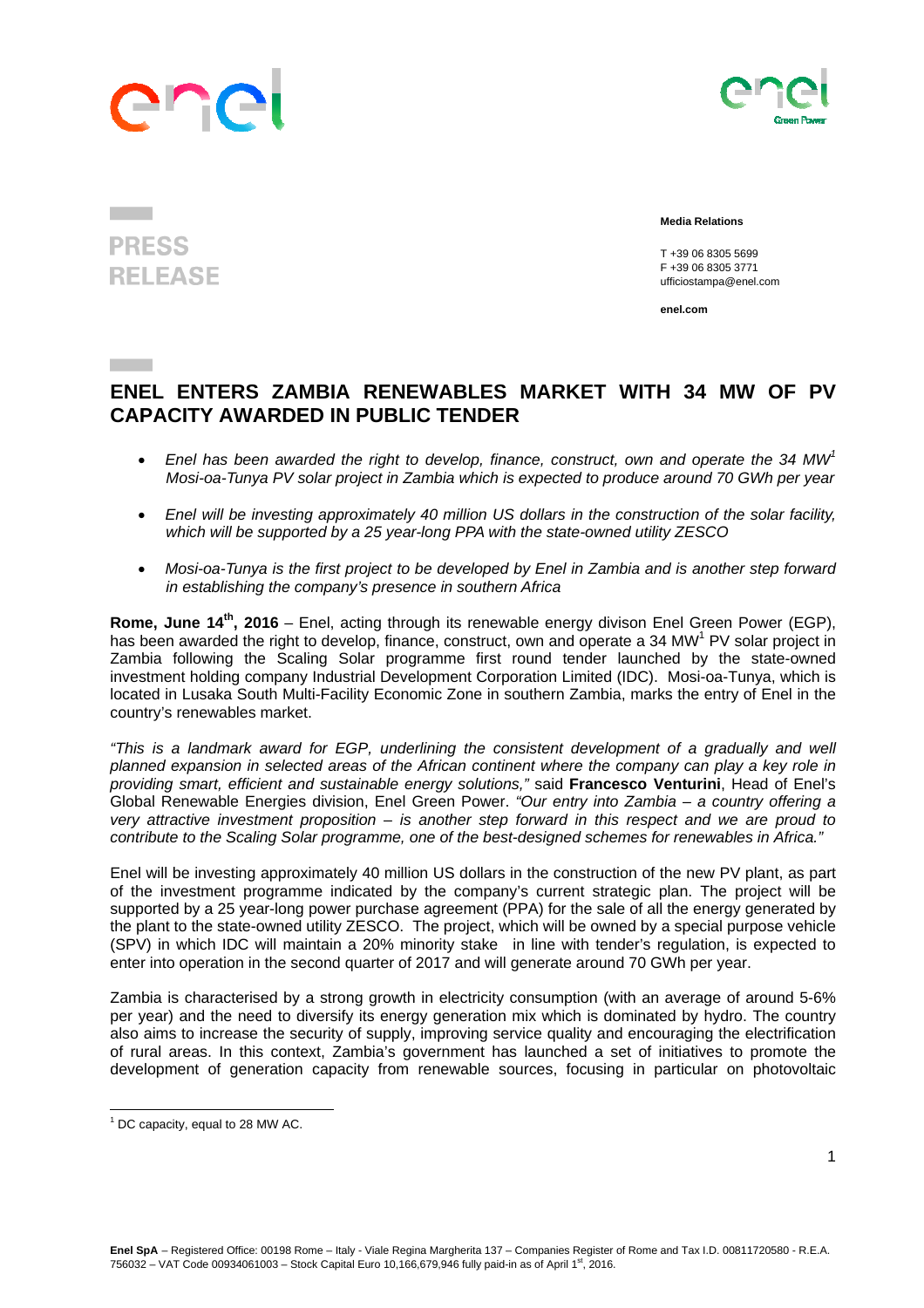PRESS RELEASE

**Media Relations**

T +39 06 8305 5699
F +39 06 8305 3771
ufficiostampa@enel.com

**enel.com**

# ENEL ENTERS ZAMBIA RENEWABLES MARKET WITH 34 MW OF PV CAPACITY AWARDED IN PUBLIC TENDER

- *Enel has been awarded the right to develop, finance, construct, own and operate the 34 MW[1] Mosi-oa-Tunya PV solar project in Zambia which is expected to produce around 70 GWh per year*
- *Enel will be investing approximately 40 million US dollars in the construction of the solar facility, which will be supported by a 25 year-long PPA with the state-owned utility ZESCO*
- *Mosi-oa-Tunya is the first project to be developed by Enel in Zambia and is another step forward in establishing the company's presence in southern Africa*

**Rome, June 14th, 2016** – Enel, acting through its renewable energy divison Enel Green Power (EGP), has been awarded the right to develop, finance, construct, own and operate a 34 MW[1] PV solar project in Zambia following the Scaling Solar programme first round tender launched by the state-owned investment holding company Industrial Development Corporation Limited (IDC). Mosi-oa-Tunya, which is located in Lusaka South Multi-Facility Economic Zone in southern Zambia, marks the entry of Enel in the country's renewables market.

*"This is a landmark award for EGP, underlining the consistent development of a gradually and well planned expansion in selected areas of the African continent where the company can play a key role in providing smart, efficient and sustainable energy solutions,"* said **Francesco Venturini**, Head of Enel's Global Renewable Energies division, Enel Green Power. *"Our entry into Zambia – a country offering a very attractive investment proposition – is another step forward in this respect and we are proud to contribute to the Scaling Solar programme, one of the best-designed schemes for renewables in Africa."*

Enel will be investing approximately 40 million US dollars in the construction of the new PV plant, as part of the investment programme indicated by the company's current strategic plan. The project will be supported by a 25 year-long power purchase agreement (PPA) for the sale of all the energy generated by the plant to the state-owned utility ZESCO. The project, which will be owned by a special purpose vehicle (SPV) in which IDC will maintain a 20% minority stake in line with tender's regulation, is expected to enter into operation in the second quarter of 2017 and will generate around 70 GWh per year.

Zambia is characterised by a strong growth in electricity consumption (with an average of around 5-6% per year) and the need to diversify its energy generation mix which is dominated by hydro. The country also aims to increase the security of supply, improving service quality and encouraging the electrification of rural areas. In this context, Zambia's government has launched a set of initiatives to promote the development of generation capacity from renewable sources, focusing in particular on photovoltaic

---

[1] DC capacity, equal to 28 MW AC.

**Enel SpA** – Registered Office: 00198 Rome – Italy - Viale Regina Margherita 137 – Companies Register of Rome and Tax I.D. 00811720580 - R.E.A. 756032 – VAT Code 00934061003 – Stock Capital Euro 10,166,679,946 fully paid-in as of April 1st, 2016.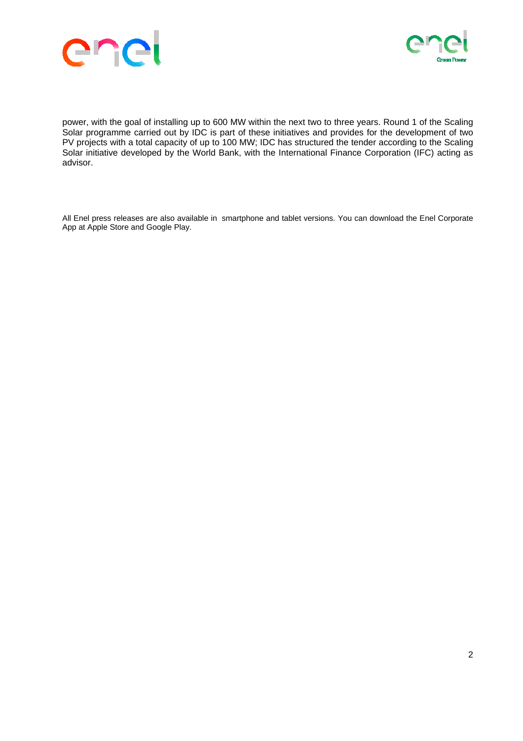power, with the goal of installing up to 600 MW within the next two to three years. Round 1 of the Scaling Solar programme carried out by IDC is part of these initiatives and provides for the development of two PV projects with a total capacity of up to 100 MW; IDC has structured the tender according to the Scaling Solar initiative developed by the World Bank, with the International Finance Corporation (IFC) acting as advisor.

All Enel press releases are also available in smartphone and tablet versions. You can download the Enel Corporate App at Apple Store and Google Play.